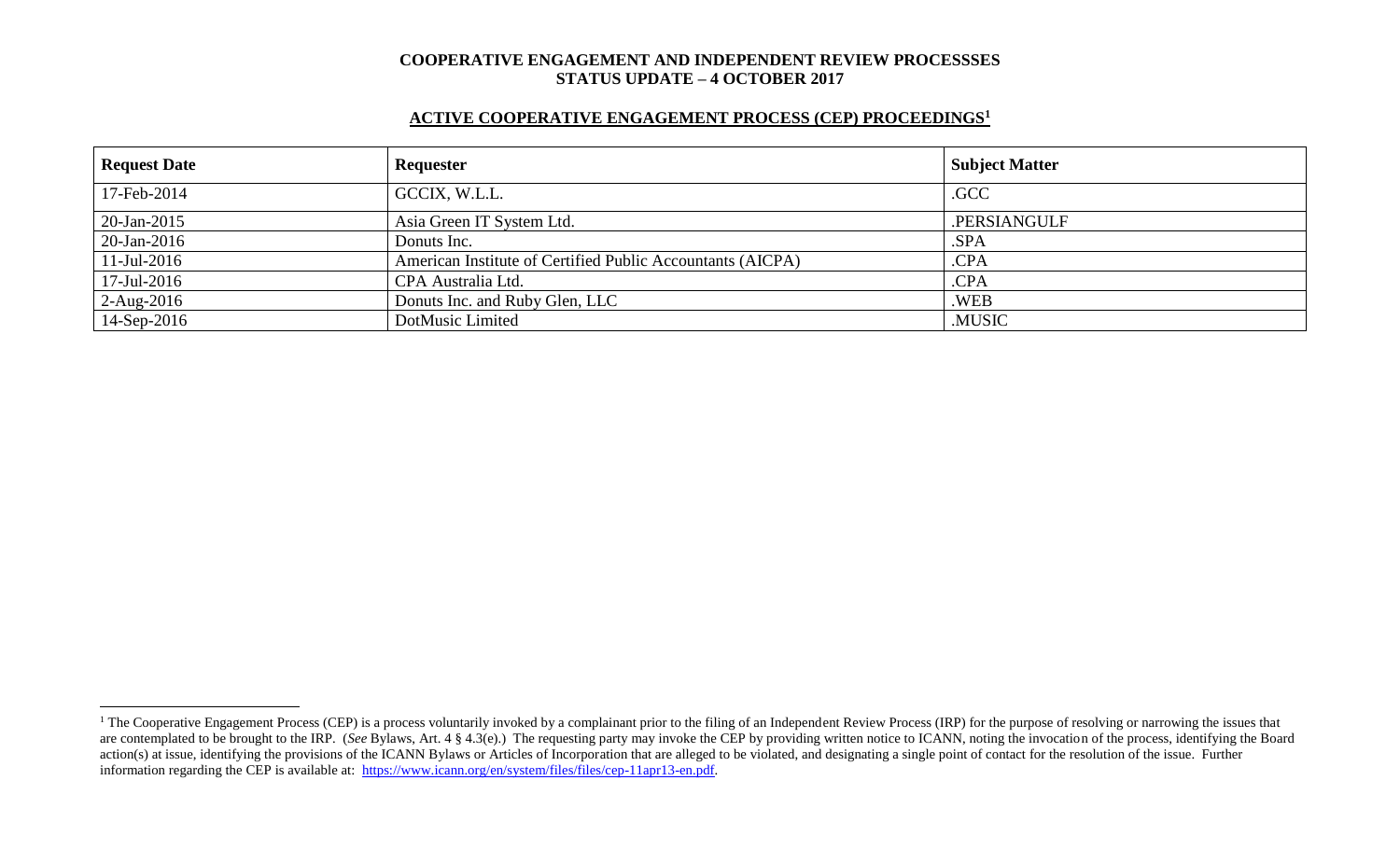**COOPERATIVE ENGAGEMENT AND INDEPENDENT REVIEW PROCESSSES**
**STATUS UPDATE – 4 OCTOBER 2017**

## ACTIVE COOPERATIVE ENGAGEMENT PROCESS (CEP) PROCEEDINGS[1]

| Request Date | Requester | Subject Matter |
|---|---|---|
| 17-Feb-2014 | GCCIX, W.L.L. | .GCC |
| 20-Jan-2015 | Asia Green IT System Ltd. | .PERSIANGULF |
| 20-Jan-2016 | Donuts Inc. | .SPA |
| 11-Jul-2016 | American Institute of Certified Public Accountants (AICPA) | .CPA |
| 17-Jul-2016 | CPA Australia Ltd. | .CPA |
| 2-Aug-2016 | Donuts Inc. and Ruby Glen, LLC | .WEB |
| 14-Sep-2016 | DotMusic Limited | .MUSIC |

[1] The Cooperative Engagement Process (CEP) is a process voluntarily invoked by a complainant prior to the filing of an Independent Review Process (IRP) for the purpose of resolving or narrowing the issues that are contemplated to be brought to the IRP. (*See* Bylaws, Art. 4 § 4.3(e).) The requesting party may invoke the CEP by providing written notice to ICANN, noting the invocation of the process, identifying the Board action(s) at issue, identifying the provisions of the ICANN Bylaws or Articles of Incorporation that are alleged to be violated, and designating a single point of contact for the resolution of the issue. Further information regarding the CEP is available at: https://www.icann.org/en/system/files/files/cep-11apr13-en.pdf.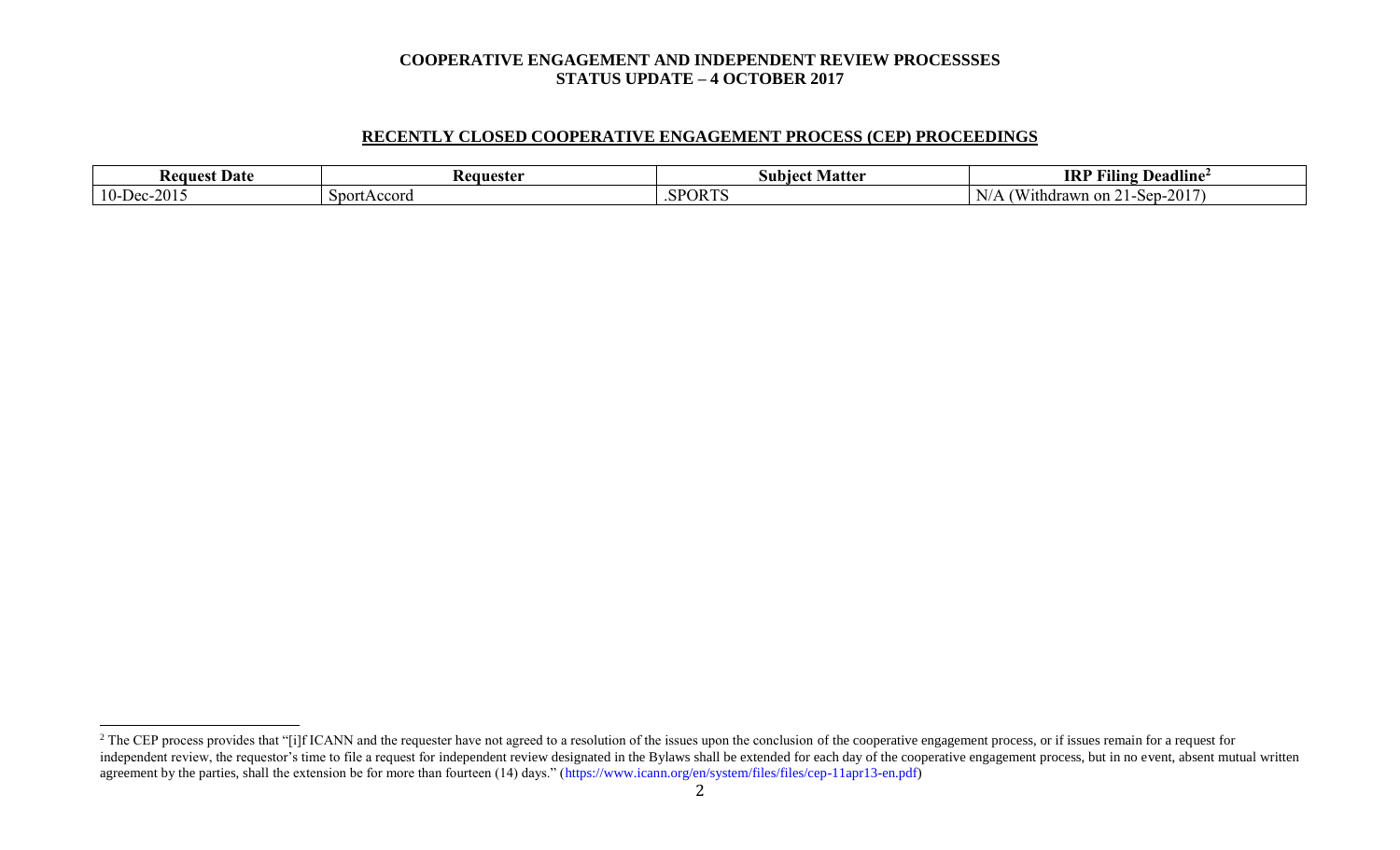**COOPERATIVE ENGAGEMENT AND INDEPENDENT REVIEW PROCESSSES**
**STATUS UPDATE – 4 OCTOBER 2017**

## RECENTLY CLOSED COOPERATIVE ENGAGEMENT PROCESS (CEP) PROCEEDINGS

| Request Date | Requester | Subject Matter | IRP Filing Deadline[2] |
|---|---|---|---|
| 10-Dec-2015 | SportAccord | .SPORTS | N/A (Withdrawn on 21-Sep-2017) |

[2] The CEP process provides that "[i]f ICANN and the requester have not agreed to a resolution of the issues upon the conclusion of the cooperative engagement process, or if issues remain for a request for independent review, the requestor's time to file a request for independent review designated in the Bylaws shall be extended for each day of the cooperative engagement process, but in no event, absent mutual written agreement by the parties, shall the extension be for more than fourteen (14) days." (https://www.icann.org/en/system/files/files/cep-11apr13-en.pdf)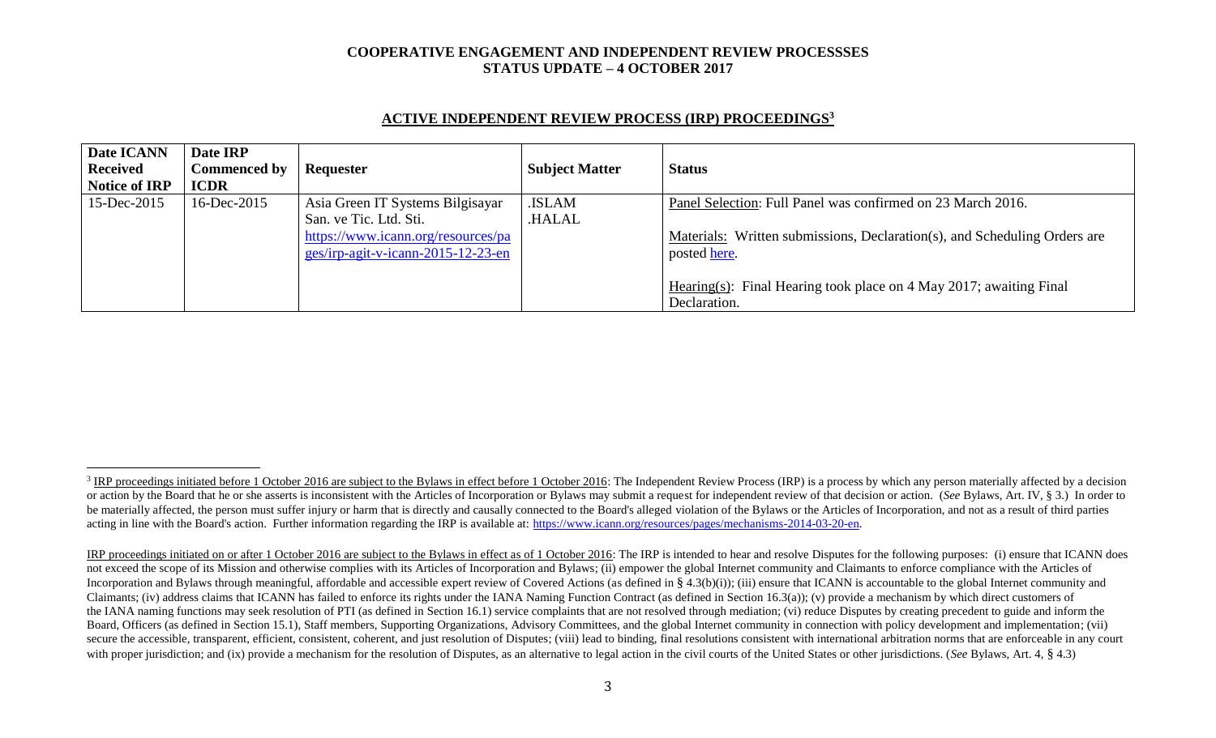**COOPERATIVE ENGAGEMENT AND INDEPENDENT REVIEW PROCESSSES**
**STATUS UPDATE – 4 OCTOBER 2017**

## ACTIVE INDEPENDENT REVIEW PROCESS (IRP) PROCEEDINGS[3]

| Date ICANN Received Notice of IRP | Date IRP Commenced by ICDR | Requester | Subject Matter | Status |
|---|---|---|---|---|
| 15-Dec-2015 | 16-Dec-2015 | Asia Green IT Systems Bilgisayar San. ve Tic. Ltd. Sti. https://www.icann.org/resources/pages/irp-agit-v-icann-2015-12-23-en | .ISLAM .HALAL | Panel Selection: Full Panel was confirmed on 23 March 2016. Materials: Written submissions, Declaration(s), and Scheduling Orders are posted here. Hearing(s): Final Hearing took place on 4 May 2017; awaiting Final Declaration. |

[3] IRP proceedings initiated before 1 October 2016 are subject to the Bylaws in effect before 1 October 2016: The Independent Review Process (IRP) is a process by which any person materially affected by a decision or action by the Board that he or she asserts is inconsistent with the Articles of Incorporation or Bylaws may submit a request for independent review of that decision or action. (*See* Bylaws, Art. IV, § 3.) In order to be materially affected, the person must suffer injury or harm that is directly and causally connected to the Board's alleged violation of the Bylaws or the Articles of Incorporation, and not as a result of third parties acting in line with the Board's action. Further information regarding the IRP is available at: https://www.icann.org/resources/pages/mechanisms-2014-03-20-en.

IRP proceedings initiated on or after 1 October 2016 are subject to the Bylaws in effect as of 1 October 2016: The IRP is intended to hear and resolve Disputes for the following purposes: (i) ensure that ICANN does not exceed the scope of its Mission and otherwise complies with its Articles of Incorporation and Bylaws; (ii) empower the global Internet community and Claimants to enforce compliance with the Articles of Incorporation and Bylaws through meaningful, affordable and accessible expert review of Covered Actions (as defined in § 4.3(b)(i)); (iii) ensure that ICANN is accountable to the global Internet community and Claimants; (iv) address claims that ICANN has failed to enforce its rights under the IANA Naming Function Contract (as defined in Section 16.3(a)); (v) provide a mechanism by which direct customers of the IANA naming functions may seek resolution of PTI (as defined in Section 16.1) service complaints that are not resolved through mediation; (vi) reduce Disputes by creating precedent to guide and inform the Board, Officers (as defined in Section 15.1), Staff members, Supporting Organizations, Advisory Committees, and the global Internet community in connection with policy development and implementation; (vii) secure the accessible, transparent, efficient, consistent, coherent, and just resolution of Disputes; (viii) lead to binding, final resolutions consistent with international arbitration norms that are enforceable in any court with proper jurisdiction; and (ix) provide a mechanism for the resolution of Disputes, as an alternative to legal action in the civil courts of the United States or other jurisdictions. (*See* Bylaws, Art. 4, § 4.3)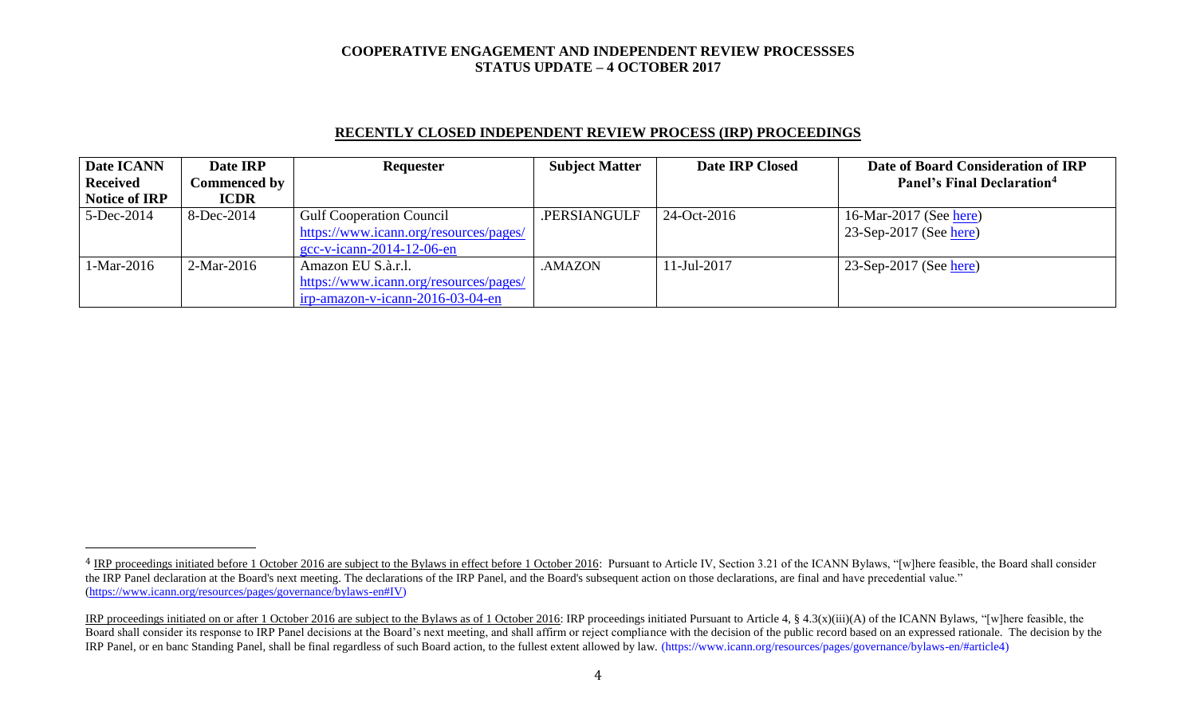## RECENTLY CLOSED INDEPENDENT REVIEW PROCESS (IRP) PROCEEDINGS

| Date ICANN Received Notice of IRP | Date IRP Commenced by ICDR | Requester | Subject Matter | Date IRP Closed | Date of Board Consideration of IRP Panel's Final Declaration[4] |
|---|---|---|---|---|---|
| 5-Dec-2014 | 8-Dec-2014 | Gulf Cooperation Council https://www.icann.org/resources/pages/gcc-v-icann-2014-12-06-en | .PERSIANGULF | 24-Oct-2016 | 16-Mar-2017 (See here) 23-Sep-2017 (See here) |
| 1-Mar-2016 | 2-Mar-2016 | Amazon EU S.à.r.l. https://www.icann.org/resources/pages/irp-amazon-v-icann-2016-03-04-en | .AMAZON | 11-Jul-2017 | 23-Sep-2017 (See here) |

[4] IRP proceedings initiated before 1 October 2016 are subject to the Bylaws in effect before 1 October 2016: Pursuant to Article IV, Section 3.21 of the ICANN Bylaws, "[w]here feasible, the Board shall consider the IRP Panel declaration at the Board's next meeting. The declarations of the IRP Panel, and the Board's subsequent action on those declarations, are final and have precedential value." (https://www.icann.org/resources/pages/governance/bylaws-en#IV)

IRP proceedings initiated on or after 1 October 2016 are subject to the Bylaws as of 1 October 2016: IRP proceedings initiated Pursuant to Article 4, § 4.3(x)(iii)(A) of the ICANN Bylaws, "[w]here feasible, the Board shall consider its response to IRP Panel decisions at the Board's next meeting, and shall affirm or reject compliance with the decision of the public record based on an expressed rationale. The decision by the IRP Panel, or en banc Standing Panel, shall be final regardless of such Board action, to the fullest extent allowed by law. (https://www.icann.org/resources/pages/governance/bylaws-en/#article4)